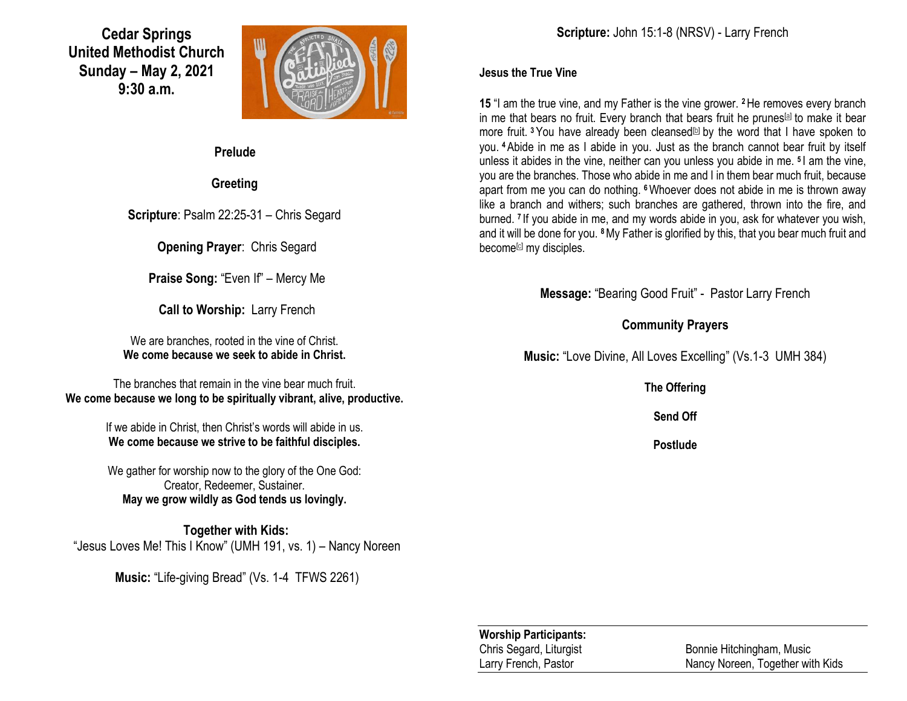# Cedar Springs United Methodist Church
## Sunday – May 2, 2021
## 9:30 a.m.

**Prelude**

**Greeting**

**Scripture**: Psalm 22:25-31 – Chris Segard

**Opening Prayer**: Chris Segard

**Praise Song:** "Even If" – Mercy Me

**Call to Worship:** Larry French

We are branches, rooted in the vine of Christ.
**We come because we seek to abide in Christ.**

The branches that remain in the vine bear much fruit.
**We come because we long to be spiritually vibrant, alive, productive.**

If we abide in Christ, then Christ's words will abide in us.
**We come because we strive to be faithful disciples.**

We gather for worship now to the glory of the One God:
Creator, Redeemer, Sustainer.
**May we grow wildly as God tends us lovingly.**

**Together with Kids:**
"Jesus Loves Me! This I Know" (UMH 191, vs. 1) – Nancy Noreen

**Music:** "Life-giving Bread" (Vs. 1-4 TFWS 2261)

**Scripture:** John 15:1-8 (NRSV) - Larry French

**Jesus the True Vine**

**15** "I am the true vine, and my Father is the vine grower. [2] He removes every branch in me that bears no fruit. Every branch that bears fruit he prunes[a] to make it bear more fruit. [3] You have already been cleansed[b] by the word that I have spoken to you. [4] Abide in me as I abide in you. Just as the branch cannot bear fruit by itself unless it abides in the vine, neither can you unless you abide in me. [5] I am the vine, you are the branches. Those who abide in me and I in them bear much fruit, because apart from me you can do nothing. [6] Whoever does not abide in me is thrown away like a branch and withers; such branches are gathered, thrown into the fire, and burned. [7] If you abide in me, and my words abide in you, ask for whatever you wish, and it will be done for you. [8] My Father is glorified by this, that you bear much fruit and become[c] my disciples.

**Message:** "Bearing Good Fruit" - Pastor Larry French

**Community Prayers**

**Music:** "Love Divine, All Loves Excelling" (Vs.1-3 UMH 384)

**The Offering**

**Send Off**

**Postlude**

**Worship Participants:**
Chris Segard, Liturgist
Larry French, Pastor
Bonnie Hitchingham, Music
Nancy Noreen, Together with Kids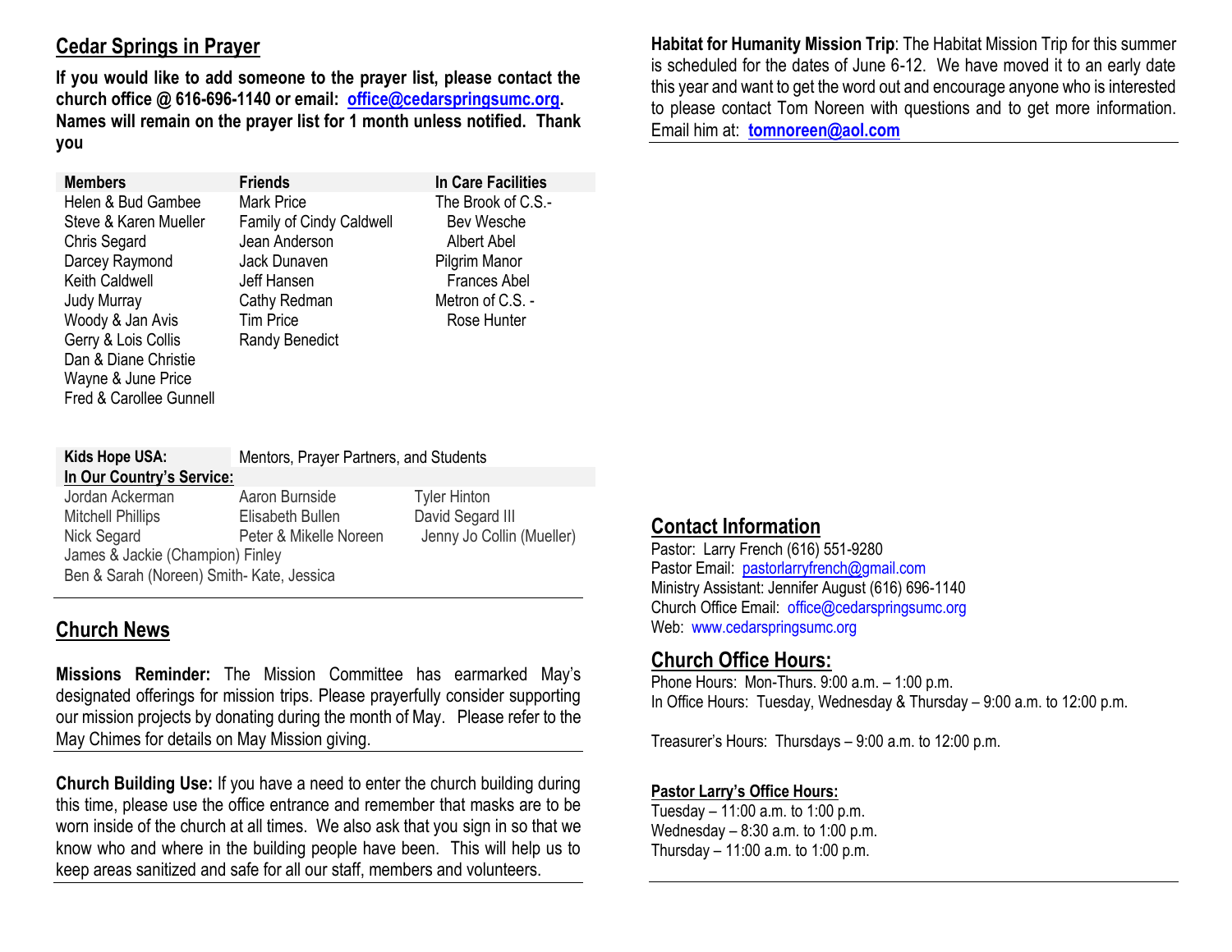## Cedar Springs in Prayer

**If you would like to add someone to the prayer list, please contact the church office @ 616-696-1140 or email: office@cedarspringsumc.org. Names will remain on the prayer list for 1 month unless notified. Thank you**

| Members | Friends | In Care Facilities |
|---|---|---|
| Helen & Bud Gambee | Mark Price | The Brook of C.S.- |
| Steve & Karen Mueller | Family of Cindy Caldwell | Bev Wesche |
| Chris Segard | Jean Anderson | Albert Abel |
| Darcey Raymond | Jack Dunaven | Pilgrim Manor |
| Keith Caldwell | Jeff Hansen | Frances Abel |
| Judy Murray | Cathy Redman | Metron of C.S. - |
| Woody & Jan Avis | Tim Price | Rose Hunter |
| Gerry & Lois Collis | Randy Benedict | |
| Dan & Diane Christie | | |
| Wayne & June Price | | |
| Fred & Carollee Gunnell | | |

**Kids Hope USA:** Mentors, Prayer Partners, and Students

**In Our Country's Service:**

| | | |
|---|---|---|
| Jordan Ackerman | Aaron Burnside | Tyler Hinton |
| Mitchell Phillips | Elisabeth Bullen | David Segard III |
| Nick Segard | Peter & Mikelle Noreen | Jenny Jo Collin (Mueller) |
| James & Jackie (Champion) Finley | | |
| Ben & Sarah (Noreen) Smith- Kate, Jessica | | |

## Church News

**Missions Reminder:** The Mission Committee has earmarked May's designated offerings for mission trips. Please prayerfully consider supporting our mission projects by donating during the month of May. Please refer to the May Chimes for details on May Mission giving.

**Church Building Use:** If you have a need to enter the church building during this time, please use the office entrance and remember that masks are to be worn inside of the church at all times. We also ask that you sign in so that we know who and where in the building people have been. This will help us to keep areas sanitized and safe for all our staff, members and volunteers.

**Habitat for Humanity Mission Trip**: The Habitat Mission Trip for this summer is scheduled for the dates of June 6-12. We have moved it to an early date this year and want to get the word out and encourage anyone who is interested to please contact Tom Noreen with questions and to get more information. Email him at: **tomnoreen@aol.com**

## Contact Information

Pastor: Larry French (616) 551-9280
Pastor Email: pastorlarryfrench@gmail.com
Ministry Assistant: Jennifer August (616) 696-1140
Church Office Email: office@cedarspringsumc.org
Web: www.cedarspringsumc.org

## Church Office Hours:

Phone Hours: Mon-Thurs. 9:00 a.m. – 1:00 p.m.
In Office Hours: Tuesday, Wednesday & Thursday – 9:00 a.m. to 12:00 p.m.

Treasurer's Hours: Thursdays – 9:00 a.m. to 12:00 p.m.

### Pastor Larry's Office Hours:

Tuesday – 11:00 a.m. to 1:00 p.m.
Wednesday – 8:30 a.m. to 1:00 p.m.
Thursday – 11:00 a.m. to 1:00 p.m.